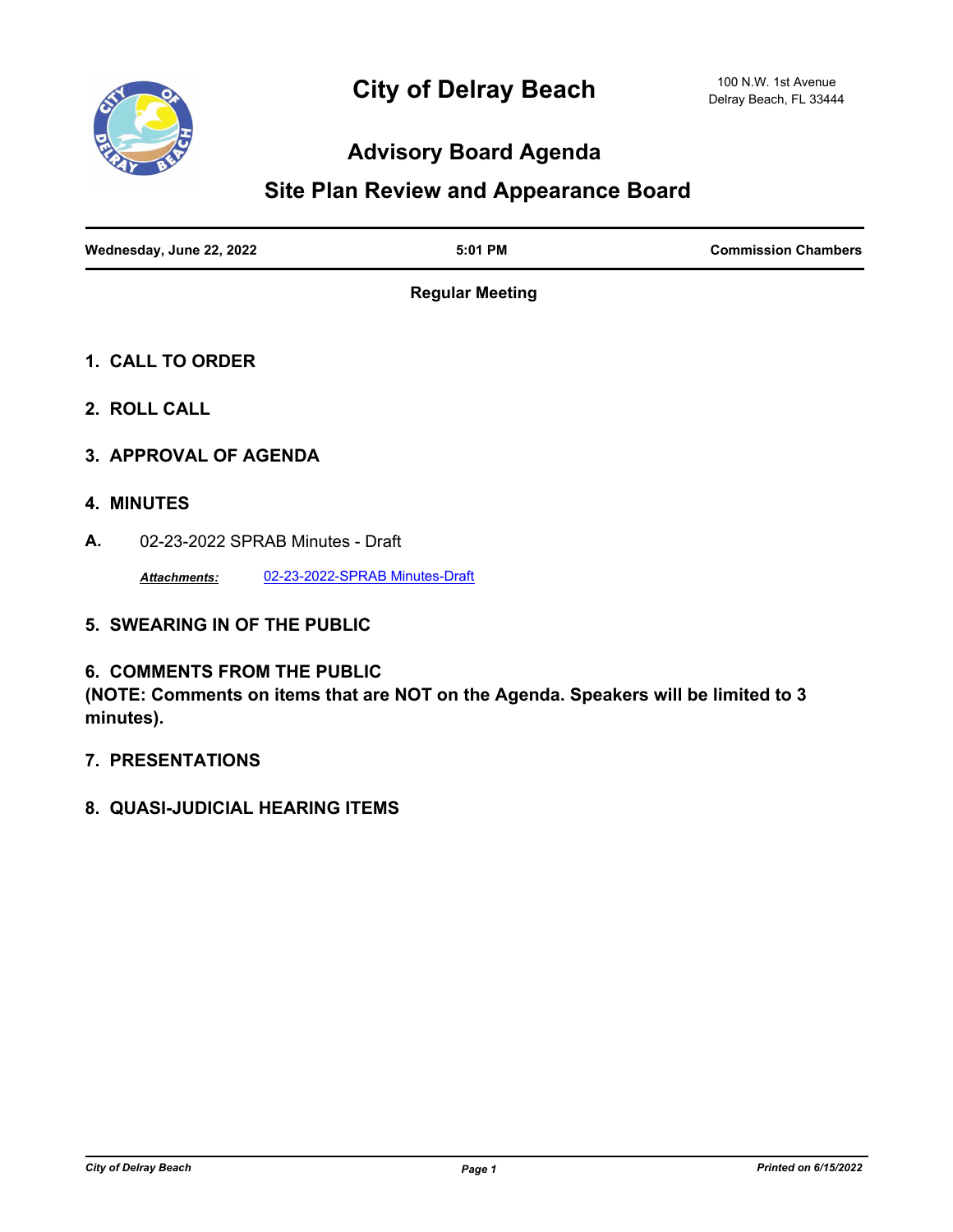# City of Delray Beach

100 N.W. 1st Avenue
Delray Beach, FL 33444

## Advisory Board Agenda

## Site Plan Review and Appearance Board

| Wednesday, June 22, 2022 | 5:01 PM | Commission Chambers |
|---|---|---|

**Regular Meeting**

### 1. CALL TO ORDER

### 2. ROLL CALL

### 3. APPROVAL OF AGENDA

### 4. MINUTES

**A.** 02-23-2022 SPRAB Minutes - Draft

***Attachments:*** 02-23-2022-SPRAB Minutes-Draft

### 5. SWEARING IN OF THE PUBLIC

### 6. COMMENTS FROM THE PUBLIC

**(NOTE: Comments on items that are NOT on the Agenda. Speakers will be limited to 3 minutes).**

### 7. PRESENTATIONS

### 8. QUASI-JUDICIAL HEARING ITEMS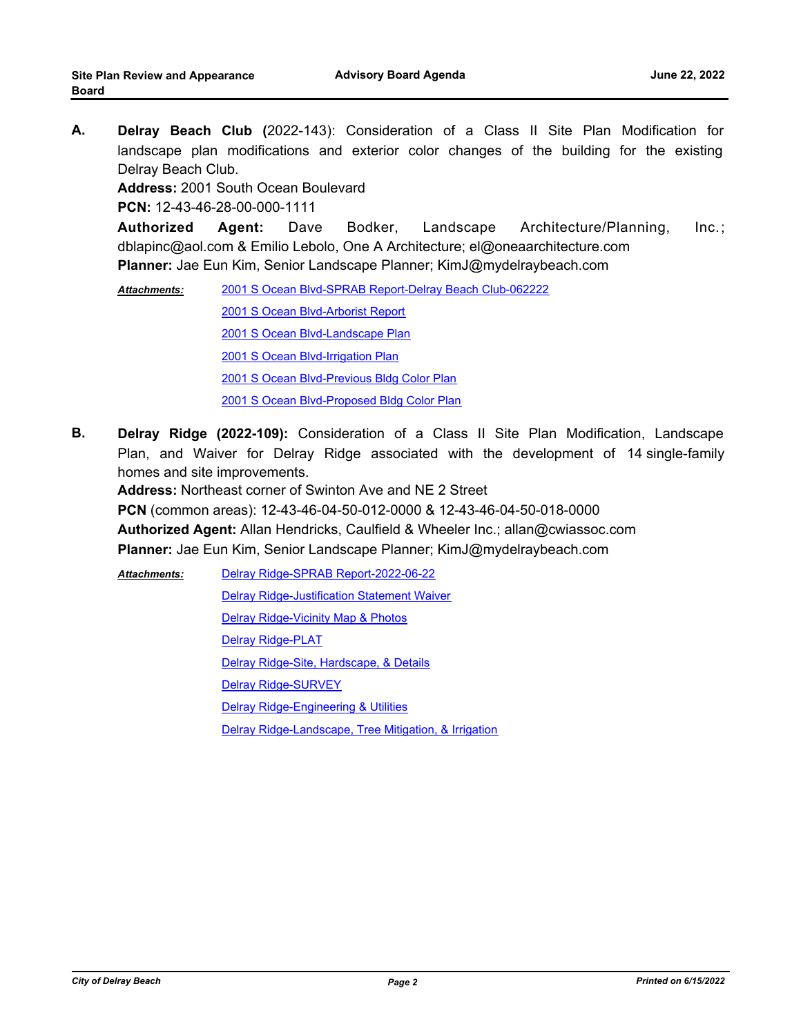**A.** **Delray Beach Club (**2022-143): Consideration of a Class II Site Plan Modification for landscape plan modifications and exterior color changes of the building for the existing Delray Beach Club.

**Address:** 2001 South Ocean Boulevard

**PCN:** 12-43-46-28-00-000-1111

**Authorized Agent:** Dave Bodker, Landscape Architecture/Planning, Inc.; dblapinc@aol.com & Emilio Lebolo, One A Architecture; el@oneaarchitecture.com

**Planner:** Jae Eun Kim, Senior Landscape Planner; KimJ@mydelraybeach.com

***Attachments:***
- 2001 S Ocean Blvd-SPRAB Report-Delray Beach Club-062222
- 2001 S Ocean Blvd-Arborist Report
- 2001 S Ocean Blvd-Landscape Plan
- 2001 S Ocean Blvd-Irrigation Plan
- 2001 S Ocean Blvd-Previous Bldg Color Plan
- 2001 S Ocean Blvd-Proposed Bldg Color Plan

**B.** **Delray Ridge (2022-109):** Consideration of a Class II Site Plan Modification, Landscape Plan, and Waiver for Delray Ridge associated with the development of 14 single-family homes and site improvements.

**Address:** Northeast corner of Swinton Ave and NE 2 Street

**PCN** (common areas): 12-43-46-04-50-012-0000 & 12-43-46-04-50-018-0000

**Authorized Agent:** Allan Hendricks, Caulfield & Wheeler Inc.; allan@cwiassoc.com

**Planner:** Jae Eun Kim, Senior Landscape Planner; KimJ@mydelraybeach.com

***Attachments:***
- Delray Ridge-SPRAB Report-2022-06-22
- Delray Ridge-Justification Statement Waiver
- Delray Ridge-Vicinity Map & Photos
- Delray Ridge-PLAT
- Delray Ridge-Site, Hardscape, & Details
- Delray Ridge-SURVEY
- Delray Ridge-Engineering & Utilities
- Delray Ridge-Landscape, Tree Mitigation, & Irrigation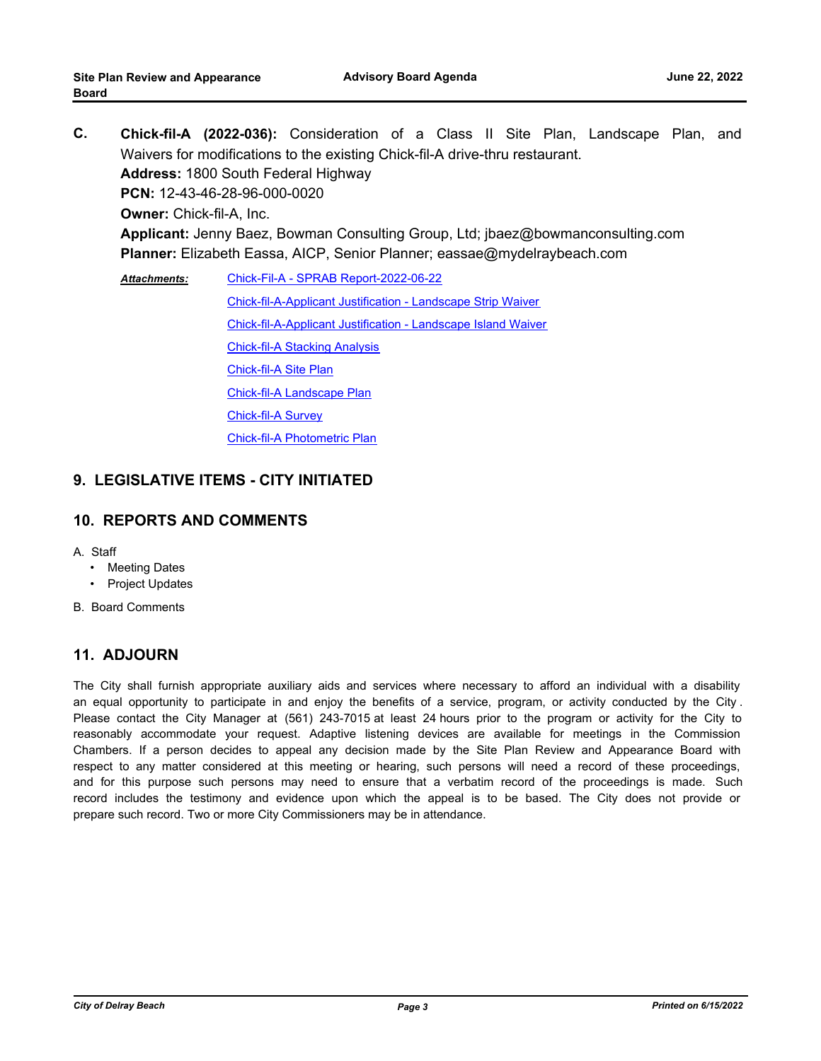**C. Chick-fil-A (2022-036):** Consideration of a Class II Site Plan, Landscape Plan, and Waivers for modifications to the existing Chick-fil-A drive-thru restaurant.
**Address:** 1800 South Federal Highway
**PCN:** 12-43-46-28-96-000-0020
**Owner:** Chick-fil-A, Inc.
**Applicant:** Jenny Baez, Bowman Consulting Group, Ltd; jbaez@bowmanconsulting.com
**Planner:** Elizabeth Eassa, AICP, Senior Planner; eassae@mydelraybeach.com

***Attachments:***
- Chick-Fil-A - SPRAB Report-2022-06-22
- Chick-fil-A-Applicant Justification - Landscape Strip Waiver
- Chick-fil-A-Applicant Justification - Landscape Island Waiver
- Chick-fil-A Stacking Analysis
- Chick-fil-A Site Plan
- Chick-fil-A Landscape Plan
- Chick-fil-A Survey
- Chick-fil-A Photometric Plan

## 9. LEGISLATIVE ITEMS - CITY INITIATED

## 10. REPORTS AND COMMENTS

A. Staff
- Meeting Dates
- Project Updates

B. Board Comments

## 11. ADJOURN

The City shall furnish appropriate auxiliary aids and services where necessary to afford an individual with a disability an equal opportunity to participate in and enjoy the benefits of a service, program, or activity conducted by the City. Please contact the City Manager at (561) 243-7015 at least 24 hours prior to the program or activity for the City to reasonably accommodate your request. Adaptive listening devices are available for meetings in the Commission Chambers. If a person decides to appeal any decision made by the Site Plan Review and Appearance Board with respect to any matter considered at this meeting or hearing, such persons will need a record of these proceedings, and for this purpose such persons may need to ensure that a verbatim record of the proceedings is made. Such record includes the testimony and evidence upon which the appeal is to be based. The City does not provide or prepare such record. Two or more City Commissioners may be in attendance.